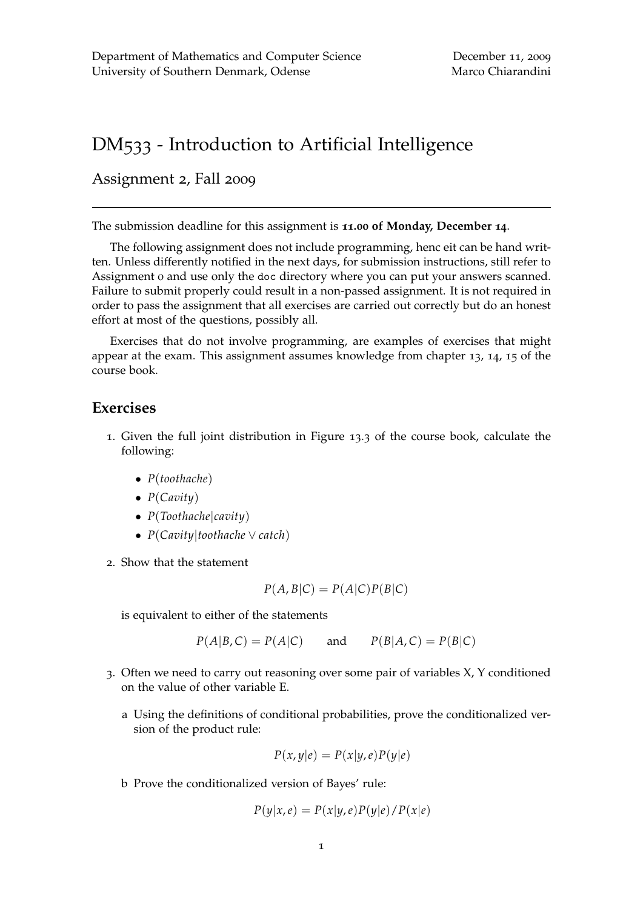Department of Mathematics and Computer Science
University of Southern Denmark, Odense

December 11, 2009
Marco Chiarandini

# DM533 - Introduction to Artificial Intelligence

## Assignment 2, Fall 2009

---

The submission deadline for this assignment is **11.00 of Monday, December 14**.

The following assignment does not include programming, henc eit can be hand written. Unless differently notified in the next days, for submission instructions, still refer to Assignment 0 and use only the `doc` directory where you can put your answers scanned. Failure to submit properly could result in a non-passed assignment. It is not required in order to pass the assignment that all exercises are carried out correctly but do an honest effort at most of the questions, possibly all.

Exercises that do not involve programming, are examples of exercises that might appear at the exam. This assignment assumes knowledge from chapter 13, 14, 15 of the course book.

## Exercises

1. Given the full joint distribution in Figure 13.3 of the course book, calculate the following:
   - $P(toothache)$
   - $P(Cavity)$
   - $P(Toothache|cavity)$
   - $P(Cavity|toothache \vee catch)$

2. Show that the statement
$$P(A, B|C) = P(A|C)P(B|C)$$
   is equivalent to either of the statements
$$P(A|B, C) = P(A|C) \qquad \text{and} \qquad P(B|A, C) = P(B|C)$$

3. Often we need to carry out reasoning over some pair of variables X, Y conditioned on the value of other variable E.

   a Using the definitions of conditional probabilities, prove the conditionalized version of the product rule:
$$P(x, y|e) = P(x|y, e)P(y|e)$$

   b Prove the conditionalized version of Bayes' rule:
$$P(y|x, e) = P(x|y, e)P(y|e)/P(x|e)$$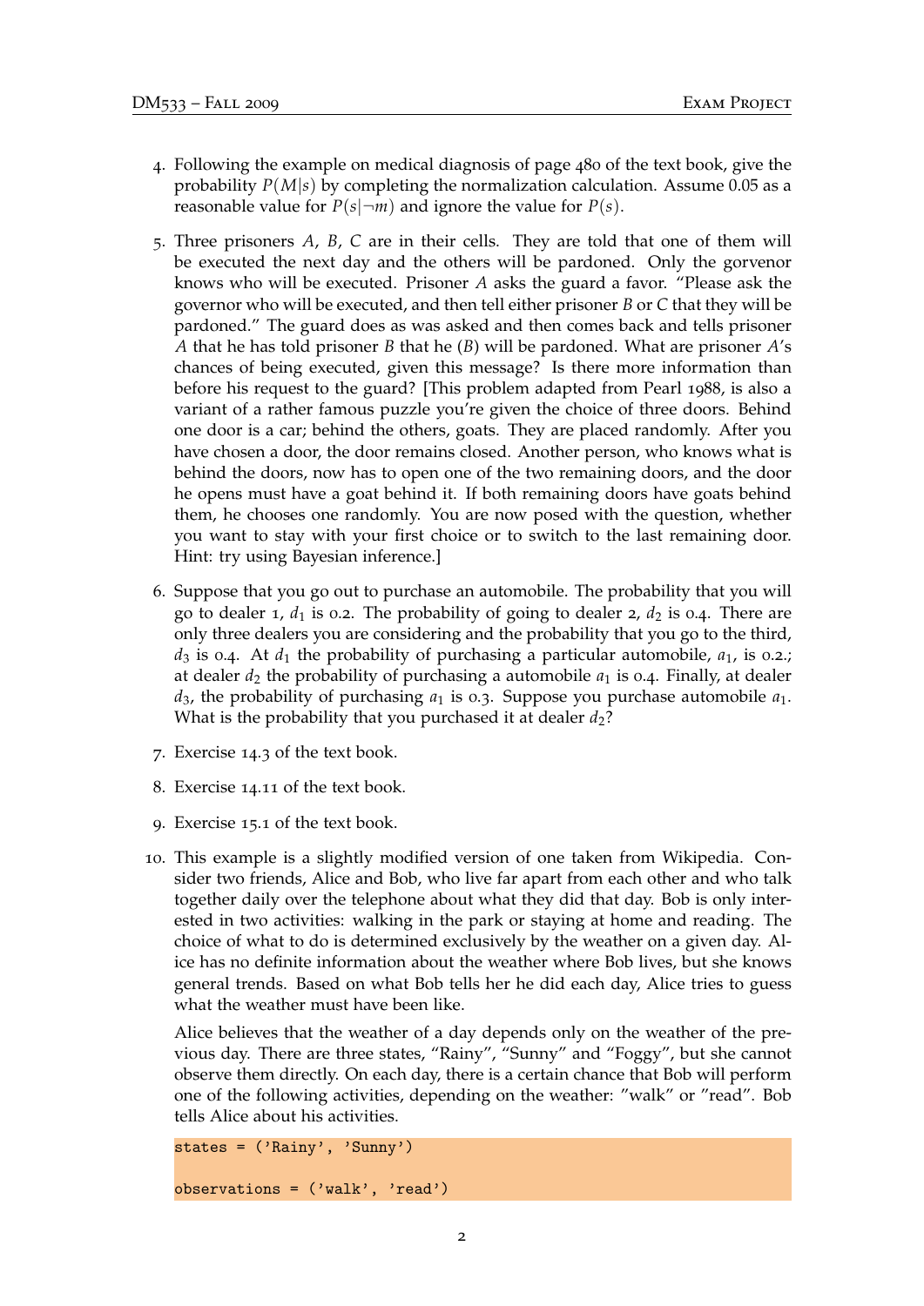4. Following the example on medical diagnosis of page 480 of the text book, give the probability $P(M|s)$ by completing the normalization calculation. Assume 0.05 as a reasonable value for $P(s|\neg m)$ and ignore the value for $P(s)$.

5. Three prisoners $A$, $B$, $C$ are in their cells. They are told that one of them will be executed the next day and the others will be pardoned. Only the gorvenor knows who will be executed. Prisoner $A$ asks the guard a favor. "Please ask the governor who will be executed, and then tell either prisoner $B$ or $C$ that they will be pardoned." The guard does as was asked and then comes back and tells prisoner $A$ that he has told prisoner $B$ that he ($B$) will be pardoned. What are prisoner $A$'s chances of being executed, given this message? Is there more information than before his request to the guard? [This problem adapted from Pearl 1988, is also a variant of a rather famous puzzle you're given the choice of three doors. Behind one door is a car; behind the others, goats. They are placed randomly. After you have chosen a door, the door remains closed. Another person, who knows what is behind the doors, now has to open one of the two remaining doors, and the door he opens must have a goat behind it. If both remaining doors have goats behind them, he chooses one randomly. You are now posed with the question, whether you want to stay with your first choice or to switch to the last remaining door. Hint: try using Bayesian inference.]

6. Suppose that you go out to purchase an automobile. The probability that you will go to dealer 1, $d_1$ is 0.2. The probability of going to dealer 2, $d_2$ is 0.4. There are only three dealers you are considering and the probability that you go to the third, $d_3$ is 0.4. At $d_1$ the probability of purchasing a particular automobile, $a_1$, is 0.2.; at dealer $d_2$ the probability of purchasing a automobile $a_1$ is 0.4. Finally, at dealer $d_3$, the probability of purchasing $a_1$ is 0.3. Suppose you purchase automobile $a_1$. What is the probability that you purchased it at dealer $d_2$?

7. Exercise 14.3 of the text book.

8. Exercise 14.11 of the text book.

9. Exercise 15.1 of the text book.

10. This example is a slightly modified version of one taken from Wikipedia. Consider two friends, Alice and Bob, who live far apart from each other and who talk together daily over the telephone about what they did that day. Bob is only interested in two activities: walking in the park or staying at home and reading. The choice of what to do is determined exclusively by the weather on a given day. Alice has no definite information about the weather where Bob lives, but she knows general trends. Based on what Bob tells her he did each day, Alice tries to guess what the weather must have been like.

    Alice believes that the weather of a day depends only on the weather of the previous day. There are three states, "Rainy", "Sunny" and "Foggy", but she cannot observe them directly. On each day, there is a certain chance that Bob will perform one of the following activities, depending on the weather: "walk" or "read". Bob tells Alice about his activities.

```
states = ('Rainy', 'Sunny')

observations = ('walk', 'read')
```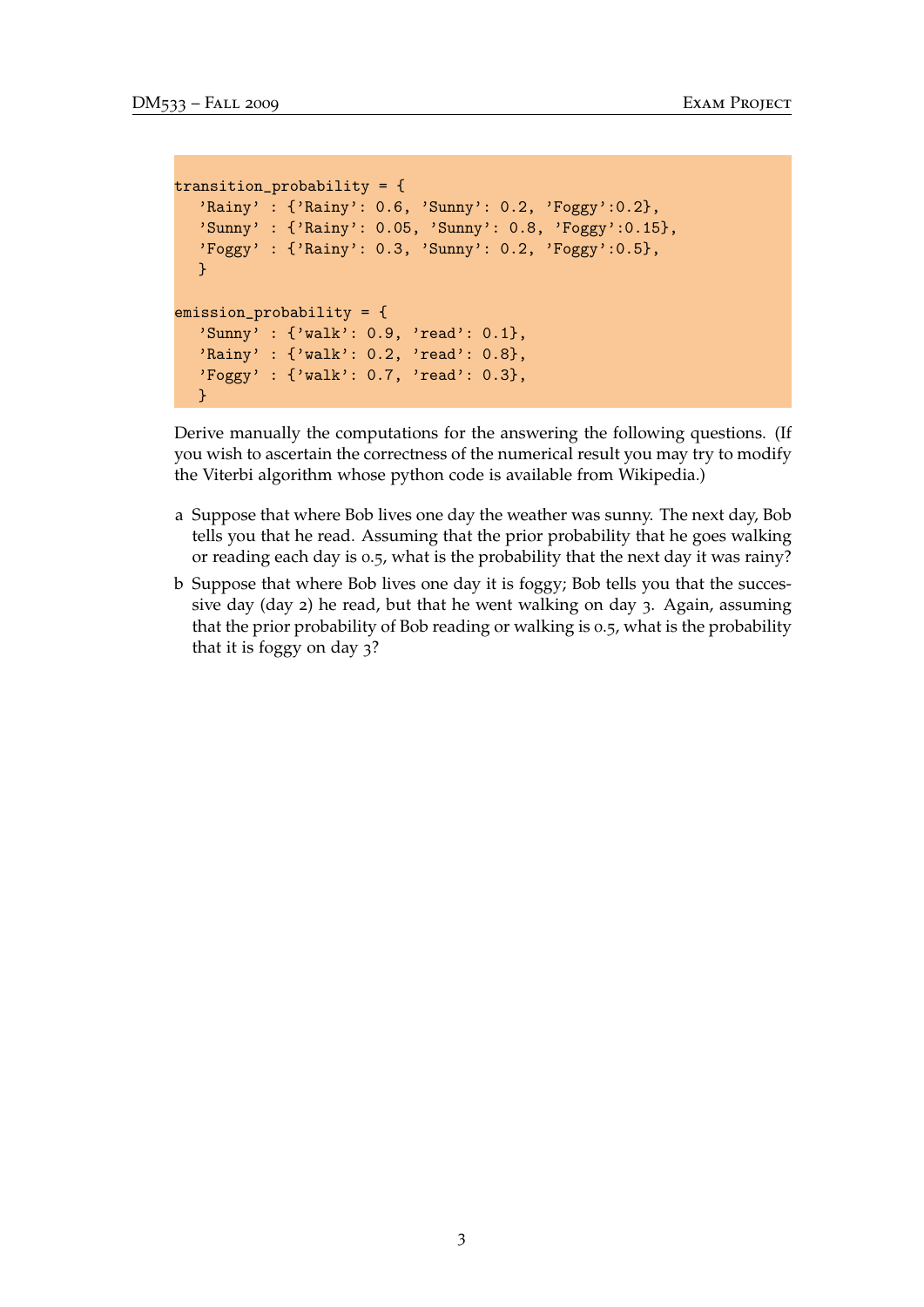```
transition_probability = {
   'Rainy' : {'Rainy': 0.6, 'Sunny': 0.2, 'Foggy':0.2},
   'Sunny' : {'Rainy': 0.05, 'Sunny': 0.8, 'Foggy':0.15},
   'Foggy' : {'Rainy': 0.3, 'Sunny': 0.2, 'Foggy':0.5},
   }

emission_probability = {
   'Sunny' : {'walk': 0.9, 'read': 0.1},
   'Rainy' : {'walk': 0.2, 'read': 0.8},
   'Foggy' : {'walk': 0.7, 'read': 0.3},
   }
```

Derive manually the computations for the answering the following questions. (If you wish to ascertain the correctness of the numerical result you may try to modify the Viterbi algorithm whose python code is available from Wikipedia.)

a Suppose that where Bob lives one day the weather was sunny. The next day, Bob tells you that he read. Assuming that the prior probability that he goes walking or reading each day is 0.5, what is the probability that the next day it was rainy?

b Suppose that where Bob lives one day it is foggy; Bob tells you that the successive day (day 2) he read, but that he went walking on day 3. Again, assuming that the prior probability of Bob reading or walking is 0.5, what is the probability that it is foggy on day 3?